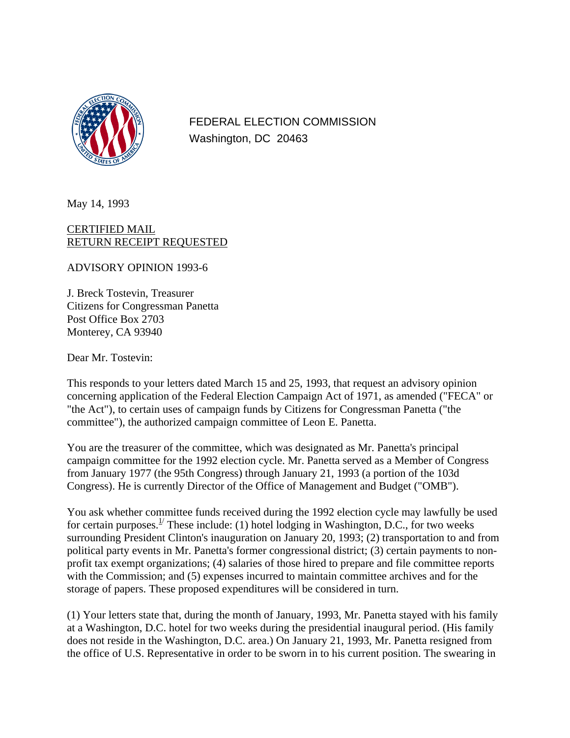FEDERAL ELECTION COMMISSION
Washington, DC 20463

May 14, 1993

CERTIFIED MAIL
RETURN RECEIPT REQUESTED

ADVISORY OPINION 1993-6

J. Breck Tostevin, Treasurer
Citizens for Congressman Panetta
Post Office Box 2703
Monterey, CA 93940

Dear Mr. Tostevin:

This responds to your letters dated March 15 and 25, 1993, that request an advisory opinion concerning application of the Federal Election Campaign Act of 1971, as amended ("FECA" or "the Act"), to certain uses of campaign funds by Citizens for Congressman Panetta ("the committee"), the authorized campaign committee of Leon E. Panetta.

You are the treasurer of the committee, which was designated as Mr. Panetta's principal campaign committee for the 1992 election cycle. Mr. Panetta served as a Member of Congress from January 1977 (the 95th Congress) through January 21, 1993 (a portion of the 103d Congress). He is currently Director of the Office of Management and Budget ("OMB").

You ask whether committee funds received during the 1992 election cycle may lawfully be used for certain purposes.[1] These include: (1) hotel lodging in Washington, D.C., for two weeks surrounding President Clinton's inauguration on January 20, 1993; (2) transportation to and from political party events in Mr. Panetta's former congressional district; (3) certain payments to non-profit tax exempt organizations; (4) salaries of those hired to prepare and file committee reports with the Commission; and (5) expenses incurred to maintain committee archives and for the storage of papers. These proposed expenditures will be considered in turn.

(1) Your letters state that, during the month of January, 1993, Mr. Panetta stayed with his family at a Washington, D.C. hotel for two weeks during the presidential inaugural period. (His family does not reside in the Washington, D.C. area.) On January 21, 1993, Mr. Panetta resigned from the office of U.S. Representative in order to be sworn in to his current position. The swearing in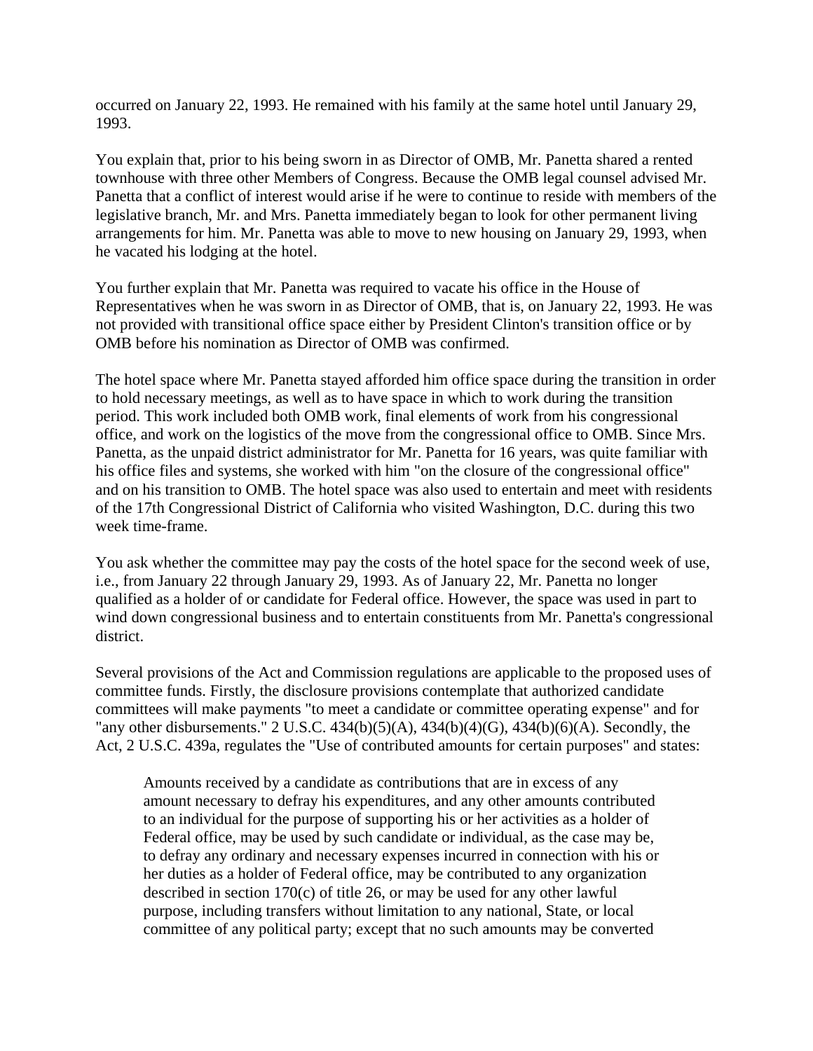occurred on January 22, 1993. He remained with his family at the same hotel until January 29, 1993.

You explain that, prior to his being sworn in as Director of OMB, Mr. Panetta shared a rented townhouse with three other Members of Congress. Because the OMB legal counsel advised Mr. Panetta that a conflict of interest would arise if he were to continue to reside with members of the legislative branch, Mr. and Mrs. Panetta immediately began to look for other permanent living arrangements for him. Mr. Panetta was able to move to new housing on January 29, 1993, when he vacated his lodging at the hotel.

You further explain that Mr. Panetta was required to vacate his office in the House of Representatives when he was sworn in as Director of OMB, that is, on January 22, 1993. He was not provided with transitional office space either by President Clinton's transition office or by OMB before his nomination as Director of OMB was confirmed.

The hotel space where Mr. Panetta stayed afforded him office space during the transition in order to hold necessary meetings, as well as to have space in which to work during the transition period. This work included both OMB work, final elements of work from his congressional office, and work on the logistics of the move from the congressional office to OMB. Since Mrs. Panetta, as the unpaid district administrator for Mr. Panetta for 16 years, was quite familiar with his office files and systems, she worked with him "on the closure of the congressional office" and on his transition to OMB. The hotel space was also used to entertain and meet with residents of the 17th Congressional District of California who visited Washington, D.C. during this two week time-frame.

You ask whether the committee may pay the costs of the hotel space for the second week of use, i.e., from January 22 through January 29, 1993. As of January 22, Mr. Panetta no longer qualified as a holder of or candidate for Federal office. However, the space was used in part to wind down congressional business and to entertain constituents from Mr. Panetta's congressional district.

Several provisions of the Act and Commission regulations are applicable to the proposed uses of committee funds. Firstly, the disclosure provisions contemplate that authorized candidate committees will make payments "to meet a candidate or committee operating expense" and for "any other disbursements." 2 U.S.C. 434(b)(5)(A), 434(b)(4)(G), 434(b)(6)(A). Secondly, the Act, 2 U.S.C. 439a, regulates the "Use of contributed amounts for certain purposes" and states:

> Amounts received by a candidate as contributions that are in excess of any amount necessary to defray his expenditures, and any other amounts contributed to an individual for the purpose of supporting his or her activities as a holder of Federal office, may be used by such candidate or individual, as the case may be, to defray any ordinary and necessary expenses incurred in connection with his or her duties as a holder of Federal office, may be contributed to any organization described in section 170(c) of title 26, or may be used for any other lawful purpose, including transfers without limitation to any national, State, or local committee of any political party; except that no such amounts may be converted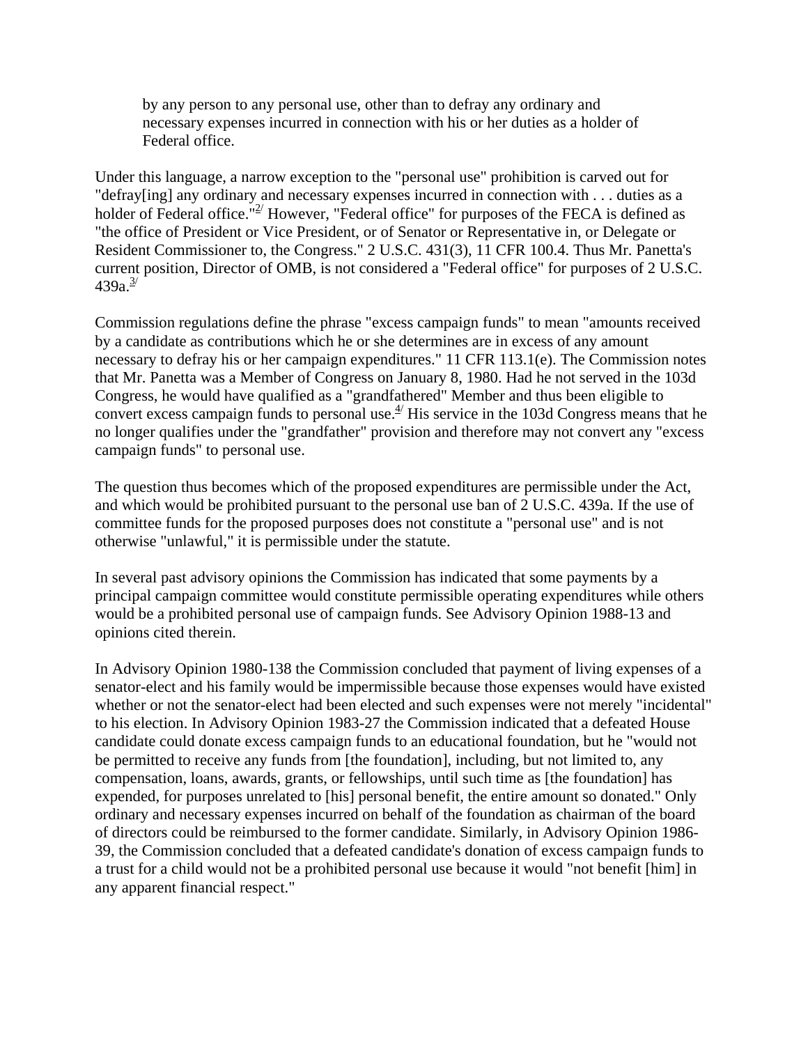> by any person to any personal use, other than to defray any ordinary and necessary expenses incurred in connection with his or her duties as a holder of Federal office.

Under this language, a narrow exception to the "personal use" prohibition is carved out for "defray[ing] any ordinary and necessary expenses incurred in connection with . . . duties as a holder of Federal office."[2/] However, "Federal office" for purposes of the FECA is defined as "the office of President or Vice President, or of Senator or Representative in, or Delegate or Resident Commissioner to, the Congress." 2 U.S.C. 431(3), 11 CFR 100.4. Thus Mr. Panetta's current position, Director of OMB, is not considered a "Federal office" for purposes of 2 U.S.C. 439a.[3/]

Commission regulations define the phrase "excess campaign funds" to mean "amounts received by a candidate as contributions which he or she determines are in excess of any amount necessary to defray his or her campaign expenditures." 11 CFR 113.1(e). The Commission notes that Mr. Panetta was a Member of Congress on January 8, 1980. Had he not served in the 103d Congress, he would have qualified as a "grandfathered" Member and thus been eligible to convert excess campaign funds to personal use.[4/] His service in the 103d Congress means that he no longer qualifies under the "grandfather" provision and therefore may not convert any "excess campaign funds" to personal use.

The question thus becomes which of the proposed expenditures are permissible under the Act, and which would be prohibited pursuant to the personal use ban of 2 U.S.C. 439a. If the use of committee funds for the proposed purposes does not constitute a "personal use" and is not otherwise "unlawful," it is permissible under the statute.

In several past advisory opinions the Commission has indicated that some payments by a principal campaign committee would constitute permissible operating expenditures while others would be a prohibited personal use of campaign funds. See Advisory Opinion 1988-13 and opinions cited therein.

In Advisory Opinion 1980-138 the Commission concluded that payment of living expenses of a senator-elect and his family would be impermissible because those expenses would have existed whether or not the senator-elect had been elected and such expenses were not merely "incidental" to his election. In Advisory Opinion 1983-27 the Commission indicated that a defeated House candidate could donate excess campaign funds to an educational foundation, but he "would not be permitted to receive any funds from [the foundation], including, but not limited to, any compensation, loans, awards, grants, or fellowships, until such time as [the foundation] has expended, for purposes unrelated to [his] personal benefit, the entire amount so donated." Only ordinary and necessary expenses incurred on behalf of the foundation as chairman of the board of directors could be reimbursed to the former candidate. Similarly, in Advisory Opinion 1986-39, the Commission concluded that a defeated candidate's donation of excess campaign funds to a trust for a child would not be a prohibited personal use because it would "not benefit [him] in any apparent financial respect."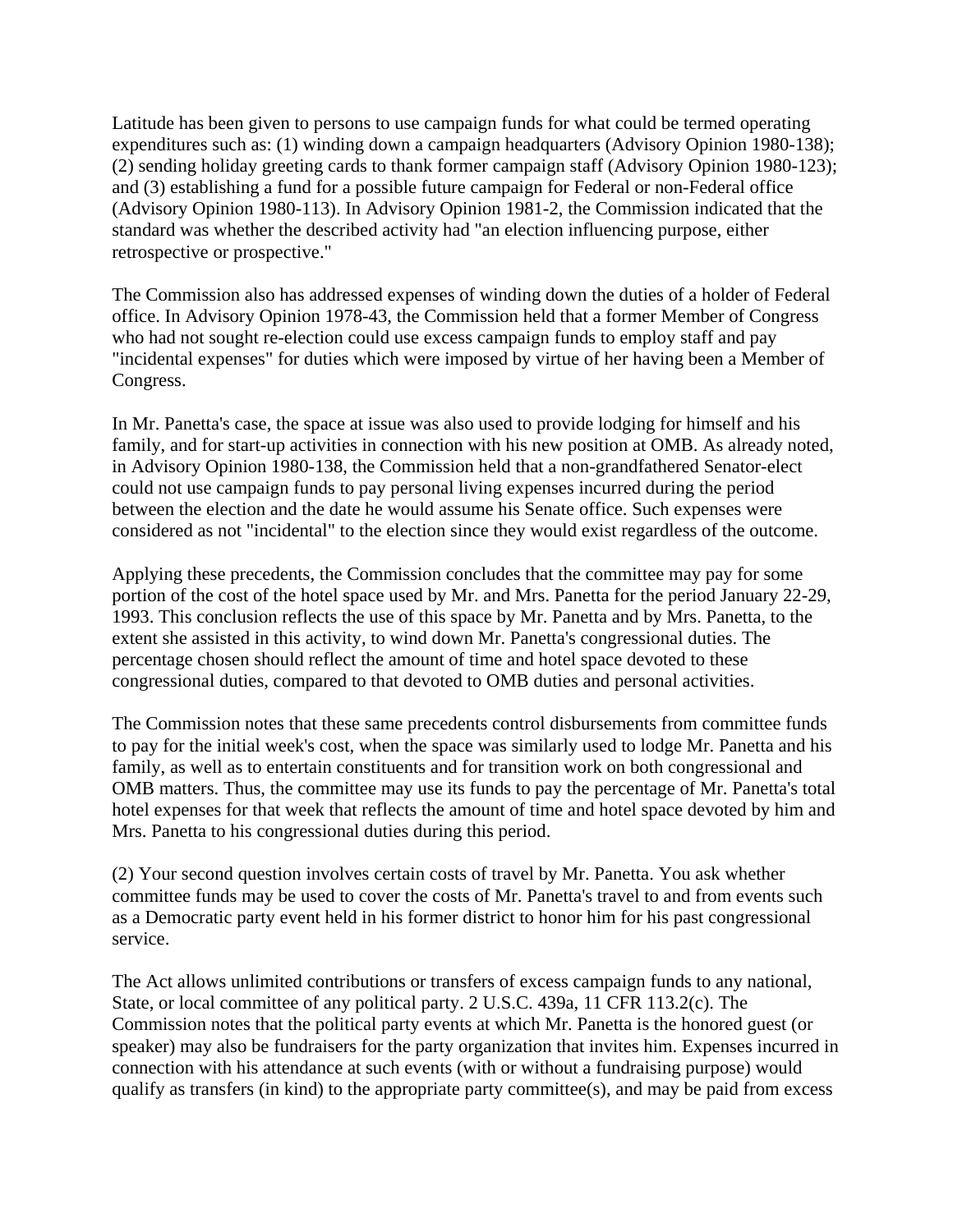Latitude has been given to persons to use campaign funds for what could be termed operating expenditures such as: (1) winding down a campaign headquarters (Advisory Opinion 1980-138); (2) sending holiday greeting cards to thank former campaign staff (Advisory Opinion 1980-123); and (3) establishing a fund for a possible future campaign for Federal or non-Federal office (Advisory Opinion 1980-113). In Advisory Opinion 1981-2, the Commission indicated that the standard was whether the described activity had "an election influencing purpose, either retrospective or prospective."

The Commission also has addressed expenses of winding down the duties of a holder of Federal office. In Advisory Opinion 1978-43, the Commission held that a former Member of Congress who had not sought re-election could use excess campaign funds to employ staff and pay "incidental expenses" for duties which were imposed by virtue of her having been a Member of Congress.

In Mr. Panetta's case, the space at issue was also used to provide lodging for himself and his family, and for start-up activities in connection with his new position at OMB. As already noted, in Advisory Opinion 1980-138, the Commission held that a non-grandfathered Senator-elect could not use campaign funds to pay personal living expenses incurred during the period between the election and the date he would assume his Senate office. Such expenses were considered as not "incidental" to the election since they would exist regardless of the outcome.

Applying these precedents, the Commission concludes that the committee may pay for some portion of the cost of the hotel space used by Mr. and Mrs. Panetta for the period January 22-29, 1993. This conclusion reflects the use of this space by Mr. Panetta and by Mrs. Panetta, to the extent she assisted in this activity, to wind down Mr. Panetta's congressional duties. The percentage chosen should reflect the amount of time and hotel space devoted to these congressional duties, compared to that devoted to OMB duties and personal activities.

The Commission notes that these same precedents control disbursements from committee funds to pay for the initial week's cost, when the space was similarly used to lodge Mr. Panetta and his family, as well as to entertain constituents and for transition work on both congressional and OMB matters. Thus, the committee may use its funds to pay the percentage of Mr. Panetta's total hotel expenses for that week that reflects the amount of time and hotel space devoted by him and Mrs. Panetta to his congressional duties during this period.

(2) Your second question involves certain costs of travel by Mr. Panetta. You ask whether committee funds may be used to cover the costs of Mr. Panetta's travel to and from events such as a Democratic party event held in his former district to honor him for his past congressional service.

The Act allows unlimited contributions or transfers of excess campaign funds to any national, State, or local committee of any political party. 2 U.S.C. 439a, 11 CFR 113.2(c). The Commission notes that the political party events at which Mr. Panetta is the honored guest (or speaker) may also be fundraisers for the party organization that invites him. Expenses incurred in connection with his attendance at such events (with or without a fundraising purpose) would qualify as transfers (in kind) to the appropriate party committee(s), and may be paid from excess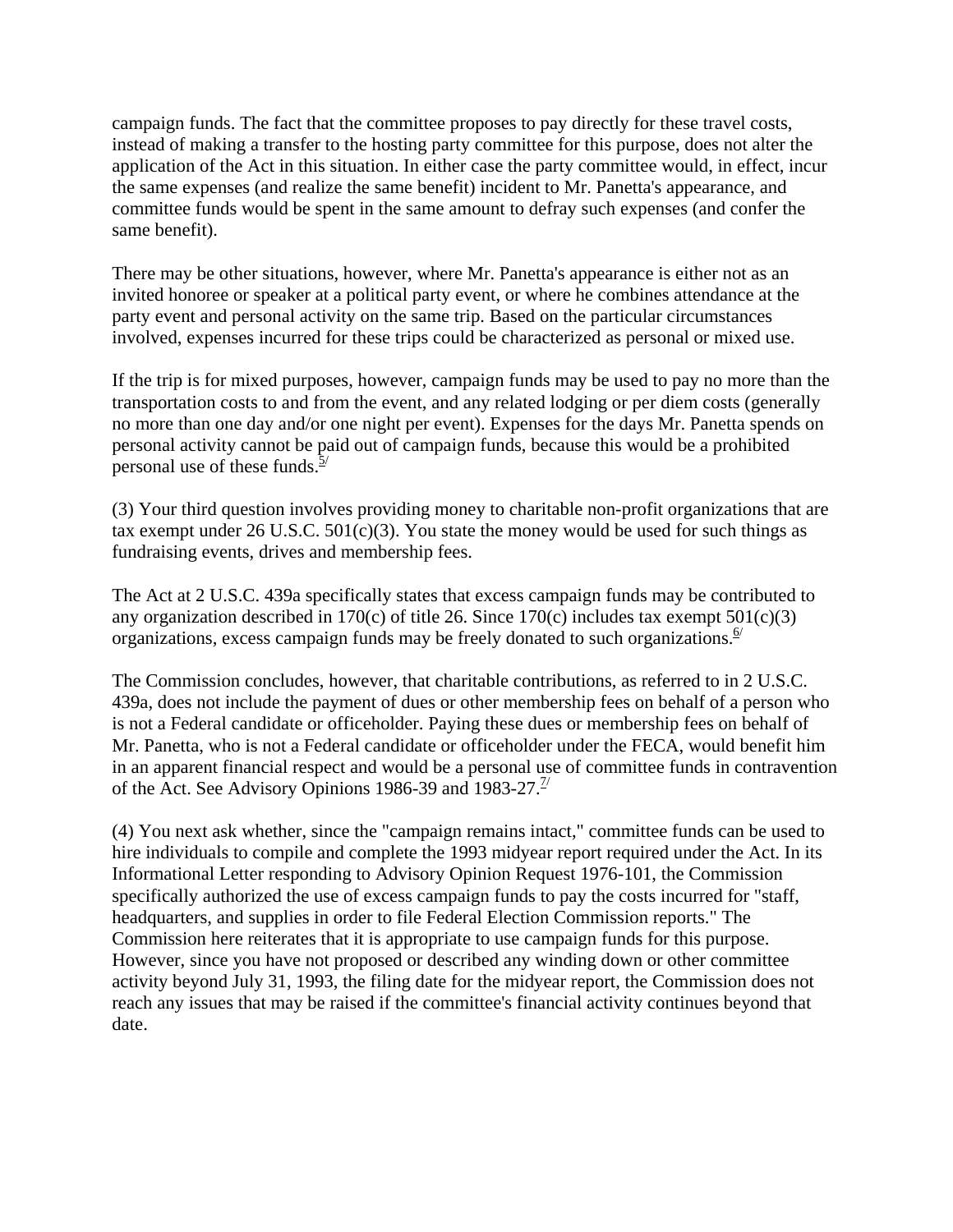campaign funds. The fact that the committee proposes to pay directly for these travel costs, instead of making a transfer to the hosting party committee for this purpose, does not alter the application of the Act in this situation. In either case the party committee would, in effect, incur the same expenses (and realize the same benefit) incident to Mr. Panetta's appearance, and committee funds would be spent in the same amount to defray such expenses (and confer the same benefit).

There may be other situations, however, where Mr. Panetta's appearance is either not as an invited honoree or speaker at a political party event, or where he combines attendance at the party event and personal activity on the same trip. Based on the particular circumstances involved, expenses incurred for these trips could be characterized as personal or mixed use.

If the trip is for mixed purposes, however, campaign funds may be used to pay no more than the transportation costs to and from the event, and any related lodging or per diem costs (generally no more than one day and/or one night per event). Expenses for the days Mr. Panetta spends on personal activity cannot be paid out of campaign funds, because this would be a prohibited personal use of these funds.[5/]

(3) Your third question involves providing money to charitable non-profit organizations that are tax exempt under 26 U.S.C. 501(c)(3). You state the money would be used for such things as fundraising events, drives and membership fees.

The Act at 2 U.S.C. 439a specifically states that excess campaign funds may be contributed to any organization described in 170(c) of title 26. Since 170(c) includes tax exempt 501(c)(3) organizations, excess campaign funds may be freely donated to such organizations.[6/]

The Commission concludes, however, that charitable contributions, as referred to in 2 U.S.C. 439a, does not include the payment of dues or other membership fees on behalf of a person who is not a Federal candidate or officeholder. Paying these dues or membership fees on behalf of Mr. Panetta, who is not a Federal candidate or officeholder under the FECA, would benefit him in an apparent financial respect and would be a personal use of committee funds in contravention of the Act. See Advisory Opinions 1986-39 and 1983-27.[7/]

(4) You next ask whether, since the "campaign remains intact," committee funds can be used to hire individuals to compile and complete the 1993 midyear report required under the Act. In its Informational Letter responding to Advisory Opinion Request 1976-101, the Commission specifically authorized the use of excess campaign funds to pay the costs incurred for "staff, headquarters, and supplies in order to file Federal Election Commission reports." The Commission here reiterates that it is appropriate to use campaign funds for this purpose. However, since you have not proposed or described any winding down or other committee activity beyond July 31, 1993, the filing date for the midyear report, the Commission does not reach any issues that may be raised if the committee's financial activity continues beyond that date.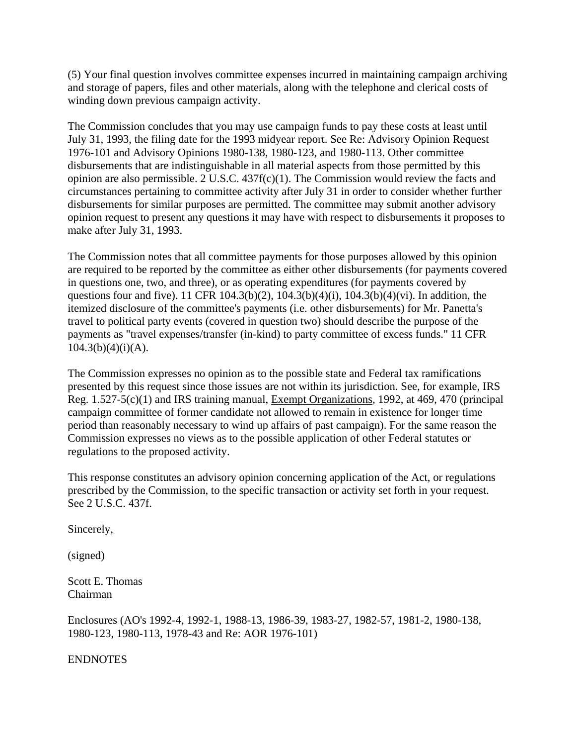(5) Your final question involves committee expenses incurred in maintaining campaign archiving and storage of papers, files and other materials, along with the telephone and clerical costs of winding down previous campaign activity.

The Commission concludes that you may use campaign funds to pay these costs at least until July 31, 1993, the filing date for the 1993 midyear report. See Re: Advisory Opinion Request 1976-101 and Advisory Opinions 1980-138, 1980-123, and 1980-113. Other committee disbursements that are indistinguishable in all material aspects from those permitted by this opinion are also permissible. 2 U.S.C. 437f(c)(1). The Commission would review the facts and circumstances pertaining to committee activity after July 31 in order to consider whether further disbursements for similar purposes are permitted. The committee may submit another advisory opinion request to present any questions it may have with respect to disbursements it proposes to make after July 31, 1993.

The Commission notes that all committee payments for those purposes allowed by this opinion are required to be reported by the committee as either other disbursements (for payments covered in questions one, two, and three), or as operating expenditures (for payments covered by questions four and five). 11 CFR 104.3(b)(2), 104.3(b)(4)(i), 104.3(b)(4)(vi). In addition, the itemized disclosure of the committee's payments (i.e. other disbursements) for Mr. Panetta's travel to political party events (covered in question two) should describe the purpose of the payments as "travel expenses/transfer (in-kind) to party committee of excess funds." 11 CFR 104.3(b)(4)(i)(A).

The Commission expresses no opinion as to the possible state and Federal tax ramifications presented by this request since those issues are not within its jurisdiction. See, for example, IRS Reg. 1.527-5(c)(1) and IRS training manual, Exempt Organizations, 1992, at 469, 470 (principal campaign committee of former candidate not allowed to remain in existence for longer time period than reasonably necessary to wind up affairs of past campaign). For the same reason the Commission expresses no views as to the possible application of other Federal statutes or regulations to the proposed activity.

This response constitutes an advisory opinion concerning application of the Act, or regulations prescribed by the Commission, to the specific transaction or activity set forth in your request. See 2 U.S.C. 437f.

Sincerely,

(signed)

Scott E. Thomas
Chairman

Enclosures (AO's 1992-4, 1992-1, 1988-13, 1986-39, 1983-27, 1982-57, 1981-2, 1980-138, 1980-123, 1980-113, 1978-43 and Re: AOR 1976-101)

ENDNOTES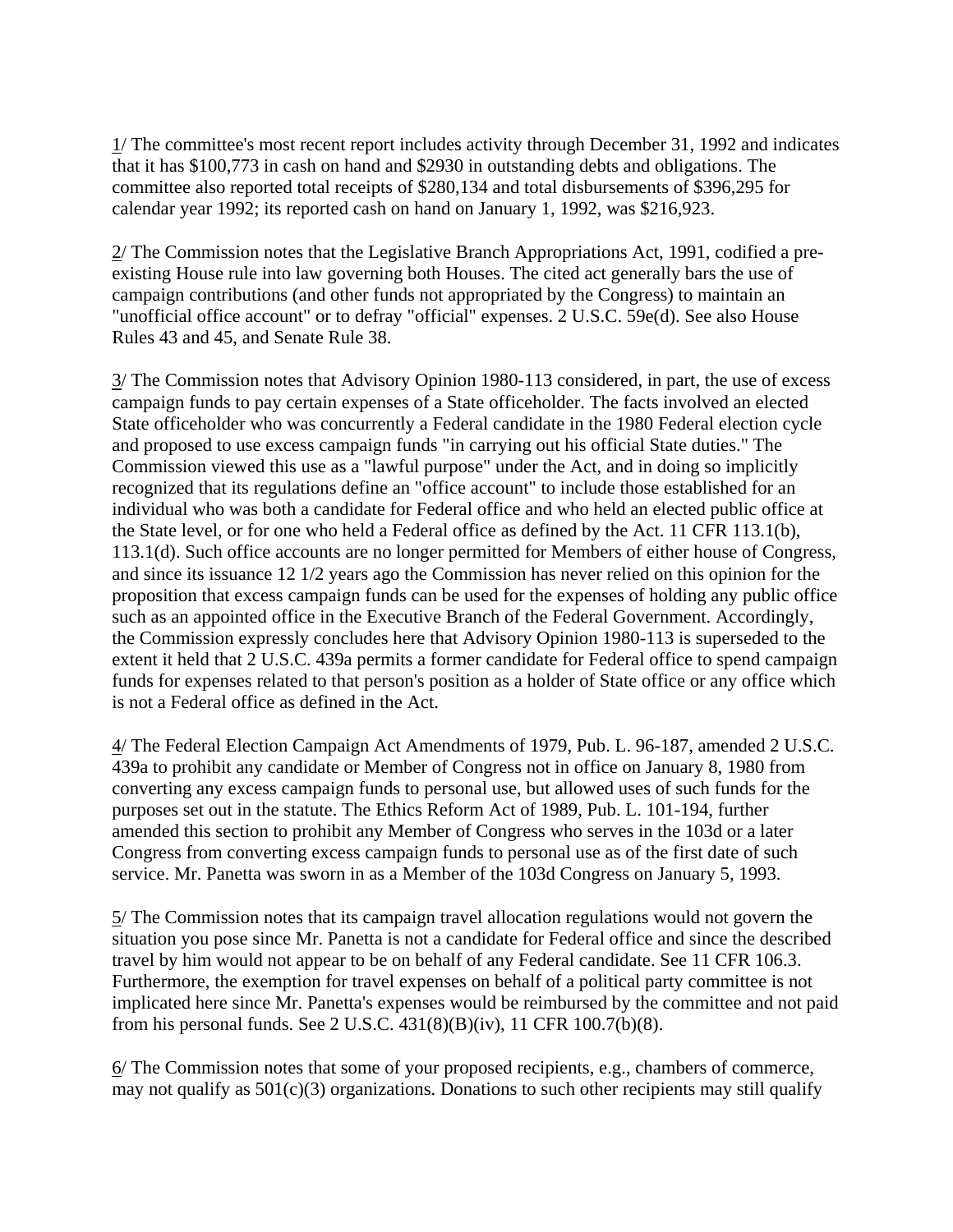1/ The committee's most recent report includes activity through December 31, 1992 and indicates that it has $100,773 in cash on hand and $2930 in outstanding debts and obligations. The committee also reported total receipts of $280,134 and total disbursements of $396,295 for calendar year 1992; its reported cash on hand on January 1, 1992, was $216,923.

2/ The Commission notes that the Legislative Branch Appropriations Act, 1991, codified a pre-existing House rule into law governing both Houses. The cited act generally bars the use of campaign contributions (and other funds not appropriated by the Congress) to maintain an "unofficial office account" or to defray "official" expenses. 2 U.S.C. 59e(d). See also House Rules 43 and 45, and Senate Rule 38.

3/ The Commission notes that Advisory Opinion 1980-113 considered, in part, the use of excess campaign funds to pay certain expenses of a State officeholder. The facts involved an elected State officeholder who was concurrently a Federal candidate in the 1980 Federal election cycle and proposed to use excess campaign funds "in carrying out his official State duties." The Commission viewed this use as a "lawful purpose" under the Act, and in doing so implicitly recognized that its regulations define an "office account" to include those established for an individual who was both a candidate for Federal office and who held an elected public office at the State level, or for one who held a Federal office as defined by the Act. 11 CFR 113.1(b), 113.1(d). Such office accounts are no longer permitted for Members of either house of Congress, and since its issuance 12 1/2 years ago the Commission has never relied on this opinion for the proposition that excess campaign funds can be used for the expenses of holding any public office such as an appointed office in the Executive Branch of the Federal Government. Accordingly, the Commission expressly concludes here that Advisory Opinion 1980-113 is superseded to the extent it held that 2 U.S.C. 439a permits a former candidate for Federal office to spend campaign funds for expenses related to that person's position as a holder of State office or any office which is not a Federal office as defined in the Act.

4/ The Federal Election Campaign Act Amendments of 1979, Pub. L. 96-187, amended 2 U.S.C. 439a to prohibit any candidate or Member of Congress not in office on January 8, 1980 from converting any excess campaign funds to personal use, but allowed uses of such funds for the purposes set out in the statute. The Ethics Reform Act of 1989, Pub. L. 101-194, further amended this section to prohibit any Member of Congress who serves in the 103d or a later Congress from converting excess campaign funds to personal use as of the first date of such service. Mr. Panetta was sworn in as a Member of the 103d Congress on January 5, 1993.

5/ The Commission notes that its campaign travel allocation regulations would not govern the situation you pose since Mr. Panetta is not a candidate for Federal office and since the described travel by him would not appear to be on behalf of any Federal candidate. See 11 CFR 106.3. Furthermore, the exemption for travel expenses on behalf of a political party committee is not implicated here since Mr. Panetta's expenses would be reimbursed by the committee and not paid from his personal funds. See 2 U.S.C. 431(8)(B)(iv), 11 CFR 100.7(b)(8).

6/ The Commission notes that some of your proposed recipients, e.g., chambers of commerce, may not qualify as 501(c)(3) organizations. Donations to such other recipients may still qualify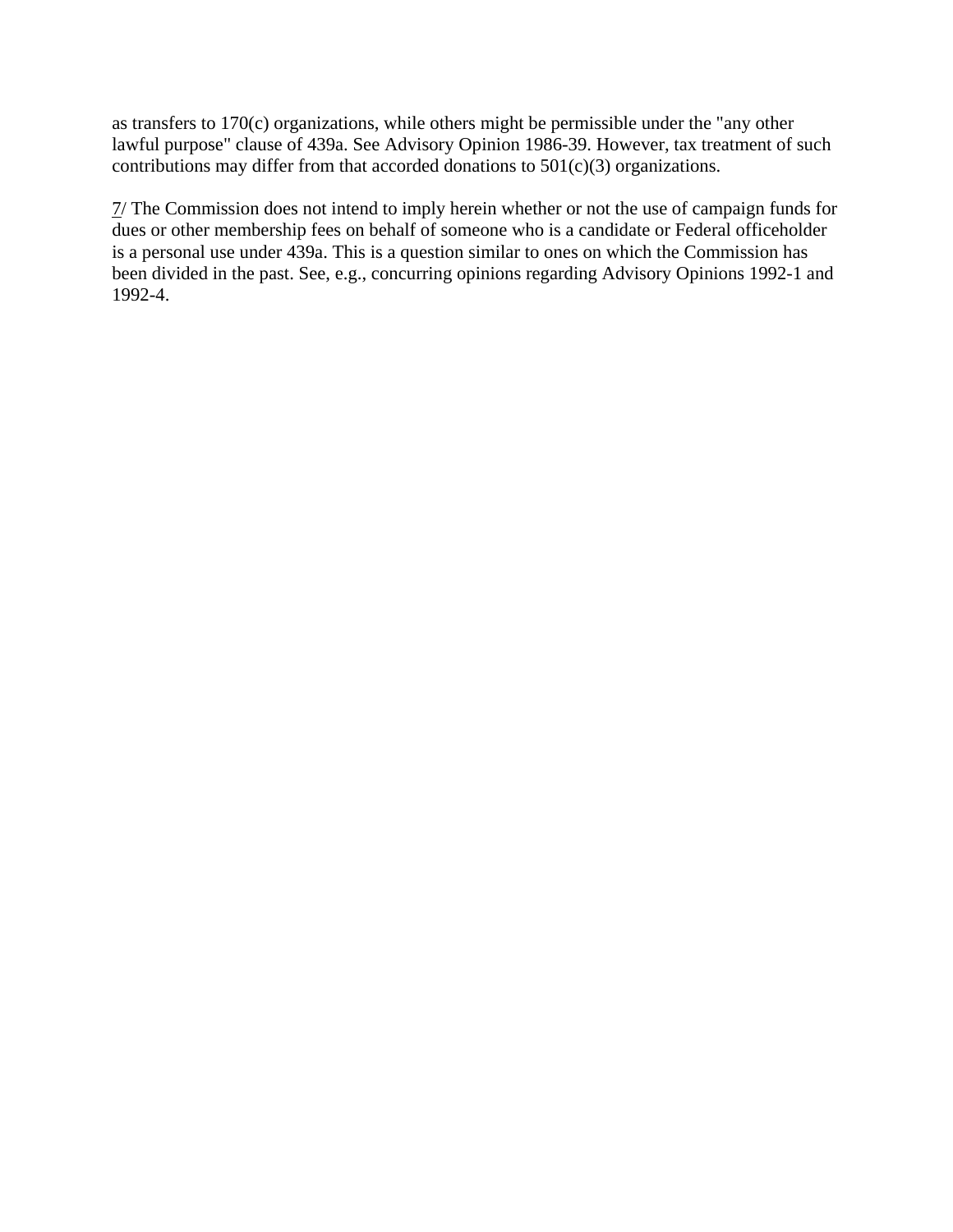as transfers to 170(c) organizations, while others might be permissible under the "any other lawful purpose" clause of 439a. See Advisory Opinion 1986-39. However, tax treatment of such contributions may differ from that accorded donations to 501(c)(3) organizations.

7/ The Commission does not intend to imply herein whether or not the use of campaign funds for dues or other membership fees on behalf of someone who is a candidate or Federal officeholder is a personal use under 439a. This is a question similar to ones on which the Commission has been divided in the past. See, e.g., concurring opinions regarding Advisory Opinions 1992-1 and 1992-4.